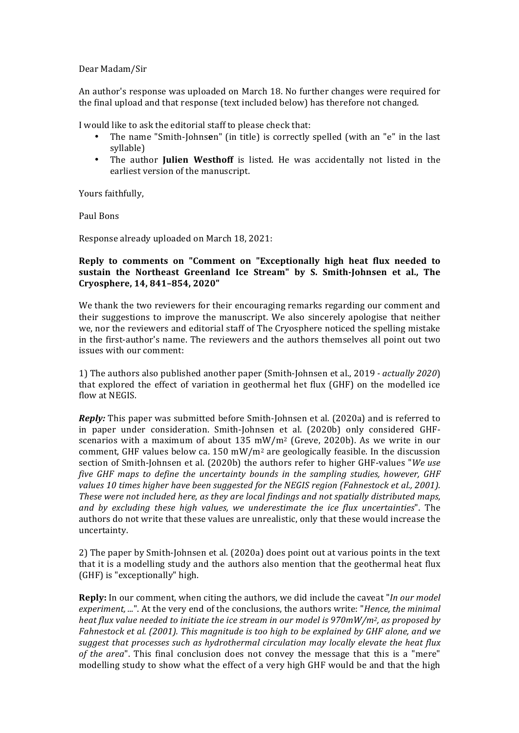Dear Madam/Sir

An author's response was uploaded on March 18. No further changes were required for the final upload and that response (text included below) has therefore not changed.

I would like to ask the editorial staff to please check that:

- The name "Smith-Johns**e**n" (in title) is correctly spelled (with an "e" in the last syllable)
- The author **Julien Westhoff** is listed. He was accidentally not listed in the earliest version of the manuscript.

Yours faithfully,

Paul Bons

Response already uploaded on March 18, 2021:

**Reply to comments on "Comment on "Exceptionally high heat flux needed to sustain the Northeast Greenland Ice Stream" by S. Smith-Johnsen et al., The Cryosphere, 14, 841–854, 2020"**

We thank the two reviewers for their encouraging remarks regarding our comment and their suggestions to improve the manuscript. We also sincerely apologise that neither we, nor the reviewers and editorial staff of The Cryosphere noticed the spelling mistake in the first-author's name. The reviewers and the authors themselves all point out two issues with our comment:

1) The authors also published another paper (Smith-Johnsen et al., 2019 - *actually 2020*) that explored the effect of variation in geothermal het flux (GHF) on the modelled ice flow at NEGIS.

***Reply:*** This paper was submitted before Smith-Johnsen et al. (2020a) and is referred to in paper under consideration. Smith-Johnsen et al. (2020b) only considered GHF-scenarios with a maximum of about 135 mW/m$^2$ (Greve, 2020b). As we write in our comment, GHF values below ca. 150 mW/m$^2$ are geologically feasible. In the discussion section of Smith-Johnsen et al. (2020b) the authors refer to higher GHF-values "*We use five GHF maps to define the uncertainty bounds in the sampling studies, however, GHF values 10 times higher have been suggested for the NEGIS region (Fahnestock et al., 2001). These were not included here, as they are local findings and not spatially distributed maps, and by excluding these high values, we underestimate the ice flux uncertainties*". The authors do not write that these values are unrealistic, only that these would increase the uncertainty.

2) The paper by Smith-Johnsen et al. (2020a) does point out at various points in the text that it is a modelling study and the authors also mention that the geothermal heat flux (GHF) is "exceptionally" high.

**Reply:** In our comment, when citing the authors, we did include the caveat "*In our model experiment, ...*". At the very end of the conclusions, the authors write: "*Hence, the minimal heat flux value needed to initiate the ice stream in our model is 970mW/m$^2$, as proposed by Fahnestock et al. (2001). This magnitude is too high to be explained by GHF alone, and we suggest that processes such as hydrothermal circulation may locally elevate the heat flux of the area*". This final conclusion does not convey the message that this is a "mere" modelling study to show what the effect of a very high GHF would be and that the high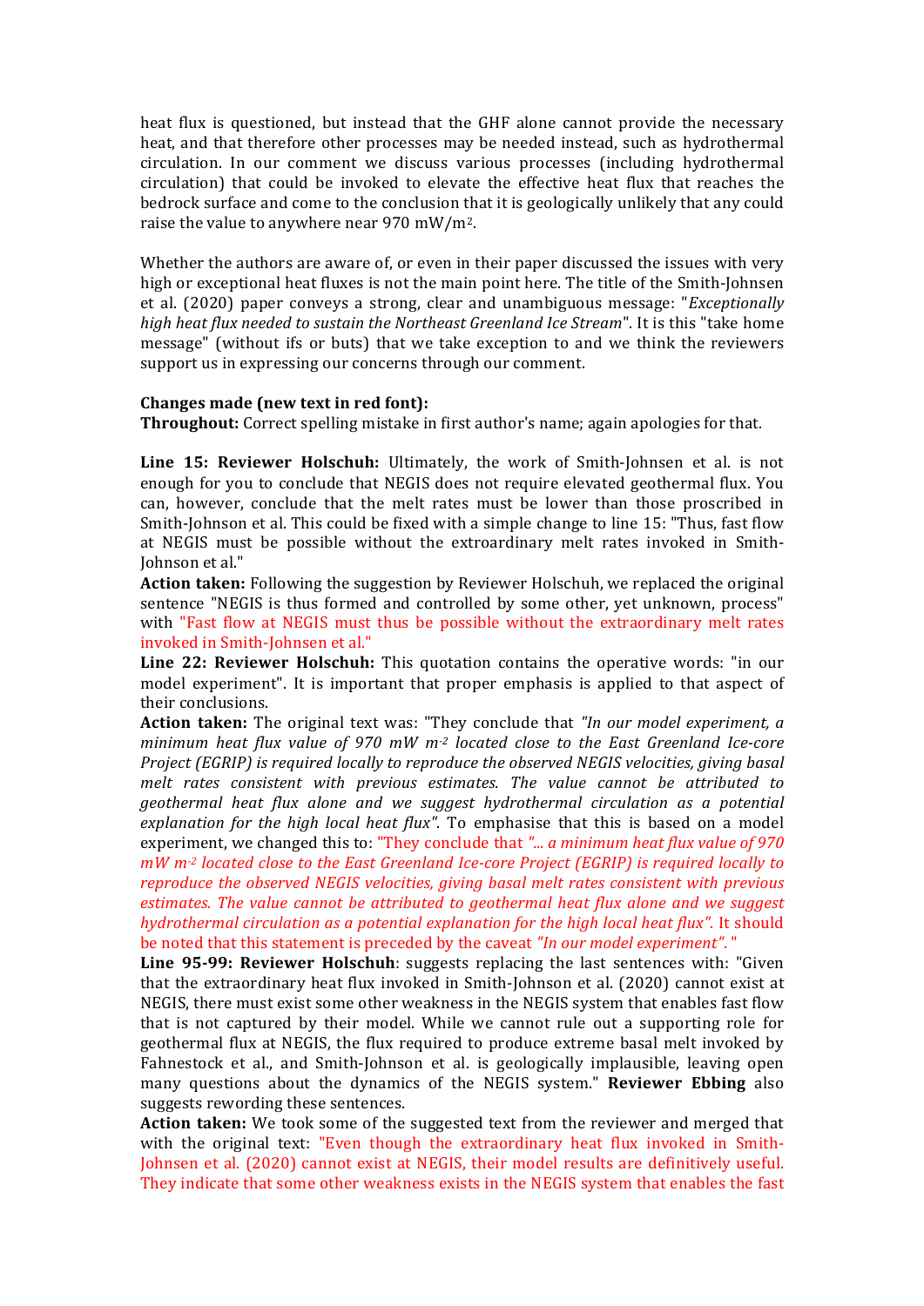heat flux is questioned, but instead that the GHF alone cannot provide the necessary heat, and that therefore other processes may be needed instead, such as hydrothermal circulation. In our comment we discuss various processes (including hydrothermal circulation) that could be invoked to elevate the effective heat flux that reaches the bedrock surface and come to the conclusion that it is geologically unlikely that any could raise the value to anywhere near 970 mW/m$^2$.

Whether the authors are aware of, or even in their paper discussed the issues with very high or exceptional heat fluxes is not the main point here. The title of the Smith-Johnsen et al. (2020) paper conveys a strong, clear and unambiguous message: "*Exceptionally high heat flux needed to sustain the Northeast Greenland Ice Stream*". It is this "take home message" (without ifs or buts) that we take exception to and we think the reviewers support us in expressing our concerns through our comment.

**Changes made (new text in red font):**

**Throughout:** Correct spelling mistake in first author's name; again apologies for that.

**Line 15: Reviewer Holschuh:** Ultimately, the work of Smith-Johnsen et al. is not enough for you to conclude that NEGIS does not require elevated geothermal flux. You can, however, conclude that the melt rates must be lower than those proscribed in Smith-Johnson et al. This could be fixed with a simple change to line 15: "Thus, fast flow at NEGIS must be possible without the extraordinary melt rates invoked in Smith-Johnson et al."

**Action taken:** Following the suggestion by Reviewer Holschuh, we replaced the original sentence "NEGIS is thus formed and controlled by some other, yet unknown, process" with "Fast flow at NEGIS must thus be possible without the extraordinary melt rates invoked in Smith-Johnsen et al."

**Line 22: Reviewer Holschuh:** This quotation contains the operative words: "in our model experiment". It is important that proper emphasis is applied to that aspect of their conclusions.

**Action taken:** The original text was: "They conclude that *"In our model experiment, a minimum heat flux value of 970 mW m$^{-2}$ located close to the East Greenland Ice-core Project (EGRIP) is required locally to reproduce the observed NEGIS velocities, giving basal melt rates consistent with previous estimates. The value cannot be attributed to geothermal heat flux alone and we suggest hydrothermal circulation as a potential explanation for the high local heat flux"*. To emphasise that this is based on a model experiment, we changed this to: "They conclude that *"... a minimum heat flux value of 970 mW m$^{-2}$ located close to the East Greenland Ice-core Project (EGRIP) is required locally to reproduce the observed NEGIS velocities, giving basal melt rates consistent with previous estimates. The value cannot be attributed to geothermal heat flux alone and we suggest hydrothermal circulation as a potential explanation for the high local heat flux"*. It should be noted that this statement is preceded by the caveat *"In our model experiment"*. "

**Line 95-99: Reviewer Holschuh**: suggests replacing the last sentences with: "Given that the extraordinary heat flux invoked in Smith-Johnson et al. (2020) cannot exist at NEGIS, there must exist some other weakness in the NEGIS system that enables fast flow that is not captured by their model. While we cannot rule out a supporting role for geothermal flux at NEGIS, the flux required to produce extreme basal melt invoked by Fahnestock et al., and Smith-Johnson et al. is geologically implausible, leaving open many questions about the dynamics of the NEGIS system." **Reviewer Ebbing** also suggests rewording these sentences.

**Action taken:** We took some of the suggested text from the reviewer and merged that with the original text: "Even though the extraordinary heat flux invoked in Smith-Johnsen et al. (2020) cannot exist at NEGIS, their model results are definitively useful. They indicate that some other weakness exists in the NEGIS system that enables the fast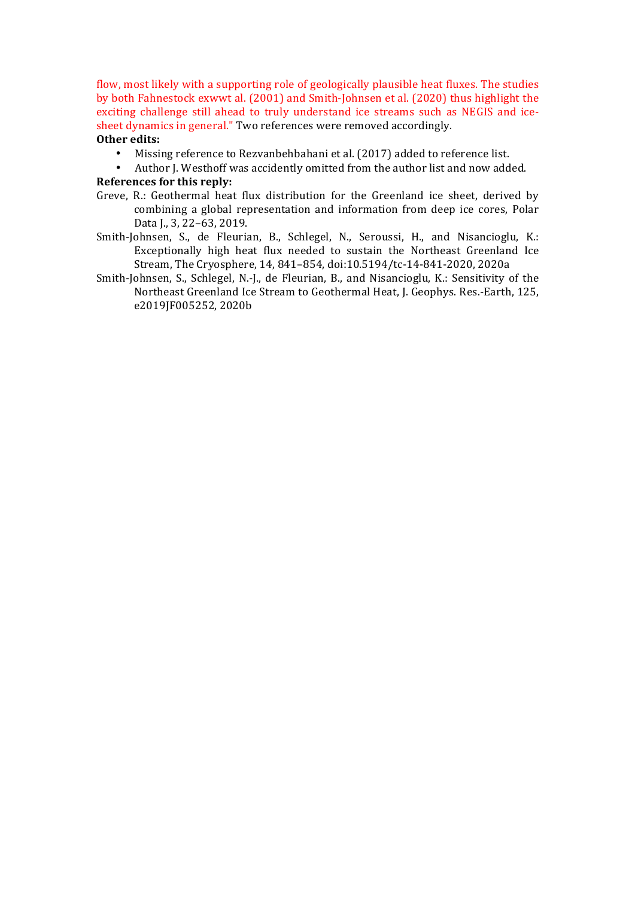flow, most likely with a supporting role of geologically plausible heat fluxes. The studies by both Fahnestock exwwt al. (2001) and Smith-Johnsen et al. (2020) thus highlight the exciting challenge still ahead to truly understand ice streams such as NEGIS and ice-sheet dynamics in general." Two references were removed accordingly.

**Other edits:**

- Missing reference to Rezvanbehbahani et al. (2017) added to reference list.
- Author J. Westhoff was accidently omitted from the author list and now added.

**References for this reply:**

Greve, R.: Geothermal heat flux distribution for the Greenland ice sheet, derived by combining a global representation and information from deep ice cores, Polar Data J., 3, 22–63, 2019.

Smith-Johnsen, S., de Fleurian, B., Schlegel, N., Seroussi, H., and Nisancioglu, K.: Exceptionally high heat flux needed to sustain the Northeast Greenland Ice Stream, The Cryosphere, 14, 841–854, doi:10.5194/tc-14-841-2020, 2020a

Smith-Johnsen, S., Schlegel, N.-J., de Fleurian, B., and Nisancioglu, K.: Sensitivity of the Northeast Greenland Ice Stream to Geothermal Heat, J. Geophys. Res.-Earth, 125, e2019JF005252, 2020b